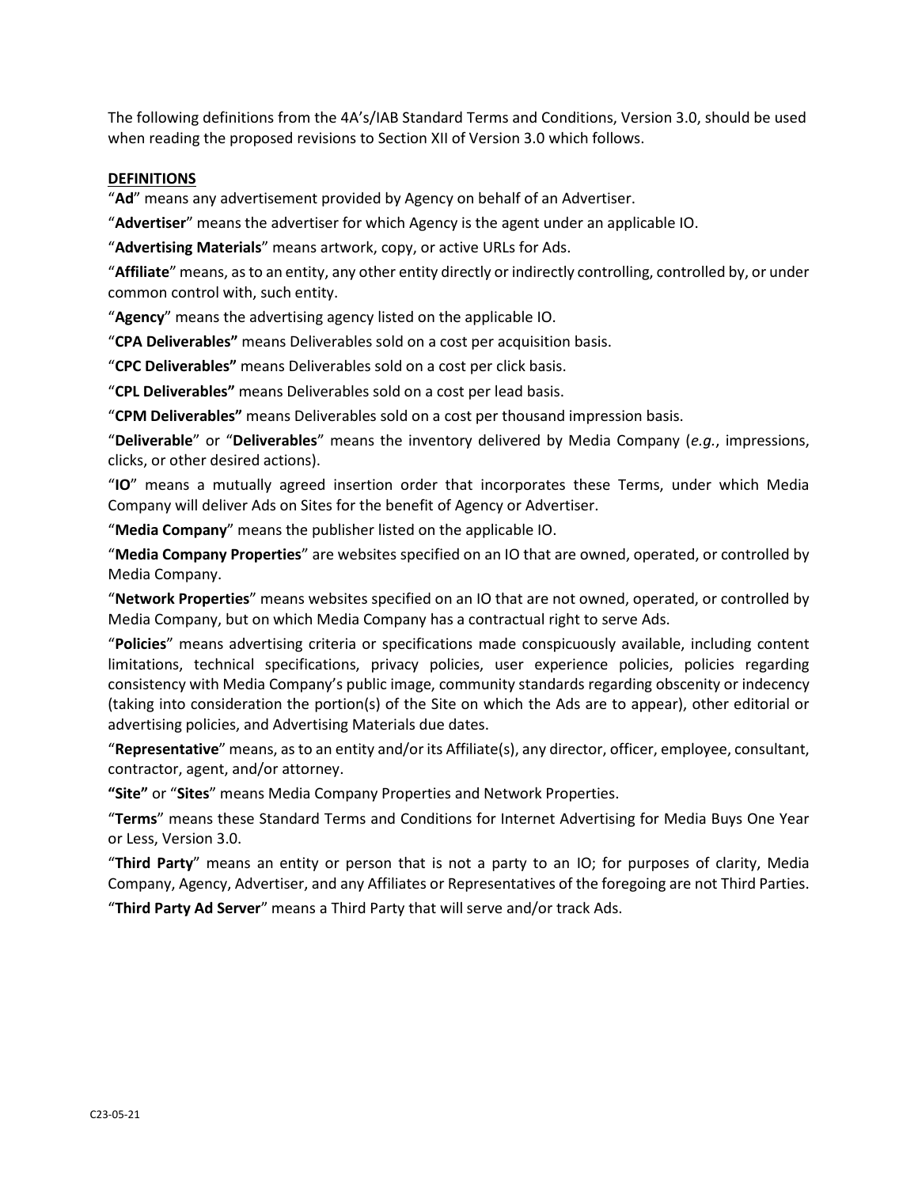The following definitions from the 4A's/IAB Standard Terms and Conditions, Version 3.0, should be used when reading the proposed revisions to Section XII of Version 3.0 which follows.

**DEFINITIONS**

"**Ad**" means any advertisement provided by Agency on behalf of an Advertiser.

"**Advertiser**" means the advertiser for which Agency is the agent under an applicable IO.

"**Advertising Materials**" means artwork, copy, or active URLs for Ads.

"**Affiliate**" means, as to an entity, any other entity directly or indirectly controlling, controlled by, or under common control with, such entity.

"**Agency**" means the advertising agency listed on the applicable IO.

"**CPA Deliverables"** means Deliverables sold on a cost per acquisition basis.

"**CPC Deliverables"** means Deliverables sold on a cost per click basis.

"**CPL Deliverables"** means Deliverables sold on a cost per lead basis.

"**CPM Deliverables"** means Deliverables sold on a cost per thousand impression basis.

"**Deliverable**" or "**Deliverables**" means the inventory delivered by Media Company (*e.g.*, impressions, clicks, or other desired actions).

"**IO**" means a mutually agreed insertion order that incorporates these Terms, under which Media Company will deliver Ads on Sites for the benefit of Agency or Advertiser.

"**Media Company**" means the publisher listed on the applicable IO.

"**Media Company Properties**" are websites specified on an IO that are owned, operated, or controlled by Media Company.

"**Network Properties**" means websites specified on an IO that are not owned, operated, or controlled by Media Company, but on which Media Company has a contractual right to serve Ads.

"**Policies**" means advertising criteria or specifications made conspicuously available, including content limitations, technical specifications, privacy policies, user experience policies, policies regarding consistency with Media Company's public image, community standards regarding obscenity or indecency (taking into consideration the portion(s) of the Site on which the Ads are to appear), other editorial or advertising policies, and Advertising Materials due dates.

"**Representative**" means, as to an entity and/or its Affiliate(s), any director, officer, employee, consultant, contractor, agent, and/or attorney.

**"Site"** or "**Sites**" means Media Company Properties and Network Properties.

"**Terms**" means these Standard Terms and Conditions for Internet Advertising for Media Buys One Year or Less, Version 3.0.

"**Third Party**" means an entity or person that is not a party to an IO; for purposes of clarity, Media Company, Agency, Advertiser, and any Affiliates or Representatives of the foregoing are not Third Parties.

"**Third Party Ad Server**" means a Third Party that will serve and/or track Ads.

C23-05-21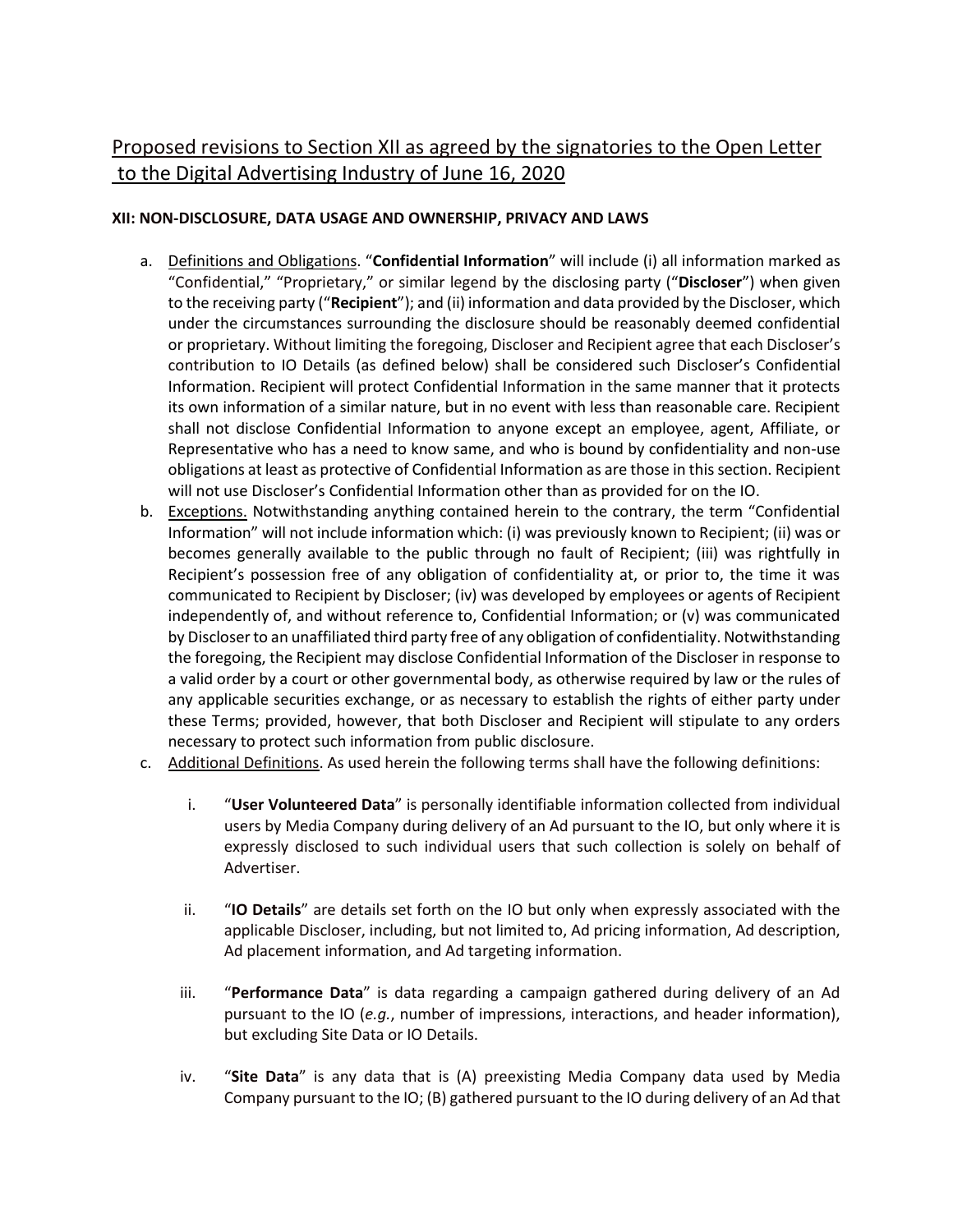Proposed revisions to Section XII as agreed by the signatories to the Open Letter to the Digital Advertising Industry of June 16, 2020

**XII: NON-DISCLOSURE, DATA USAGE AND OWNERSHIP, PRIVACY AND LAWS**

a. Definitions and Obligations. "**Confidential Information**" will include (i) all information marked as "Confidential," "Proprietary," or similar legend by the disclosing party ("**Discloser**") when given to the receiving party ("**Recipient**"); and (ii) information and data provided by the Discloser, which under the circumstances surrounding the disclosure should be reasonably deemed confidential or proprietary. Without limiting the foregoing, Discloser and Recipient agree that each Discloser's contribution to IO Details (as defined below) shall be considered such Discloser's Confidential Information. Recipient will protect Confidential Information in the same manner that it protects its own information of a similar nature, but in no event with less than reasonable care. Recipient shall not disclose Confidential Information to anyone except an employee, agent, Affiliate, or Representative who has a need to know same, and who is bound by confidentiality and non-use obligations at least as protective of Confidential Information as are those in this section. Recipient will not use Discloser's Confidential Information other than as provided for on the IO.

b. Exceptions. Notwithstanding anything contained herein to the contrary, the term "Confidential Information" will not include information which: (i) was previously known to Recipient; (ii) was or becomes generally available to the public through no fault of Recipient; (iii) was rightfully in Recipient's possession free of any obligation of confidentiality at, or prior to, the time it was communicated to Recipient by Discloser; (iv) was developed by employees or agents of Recipient independently of, and without reference to, Confidential Information; or (v) was communicated by Discloser to an unaffiliated third party free of any obligation of confidentiality. Notwithstanding the foregoing, the Recipient may disclose Confidential Information of the Discloser in response to a valid order by a court or other governmental body, as otherwise required by law or the rules of any applicable securities exchange, or as necessary to establish the rights of either party under these Terms; provided, however, that both Discloser and Recipient will stipulate to any orders necessary to protect such information from public disclosure.

c. Additional Definitions. As used herein the following terms shall have the following definitions:

   i. "**User Volunteered Data**" is personally identifiable information collected from individual users by Media Company during delivery of an Ad pursuant to the IO, but only where it is expressly disclosed to such individual users that such collection is solely on behalf of Advertiser.

   ii. "**IO Details**" are details set forth on the IO but only when expressly associated with the applicable Discloser, including, but not limited to, Ad pricing information, Ad description, Ad placement information, and Ad targeting information.

   iii. "**Performance Data**" is data regarding a campaign gathered during delivery of an Ad pursuant to the IO (*e.g.*, number of impressions, interactions, and header information), but excluding Site Data or IO Details.

   iv. "**Site Data**" is any data that is (A) preexisting Media Company data used by Media Company pursuant to the IO; (B) gathered pursuant to the IO during delivery of an Ad that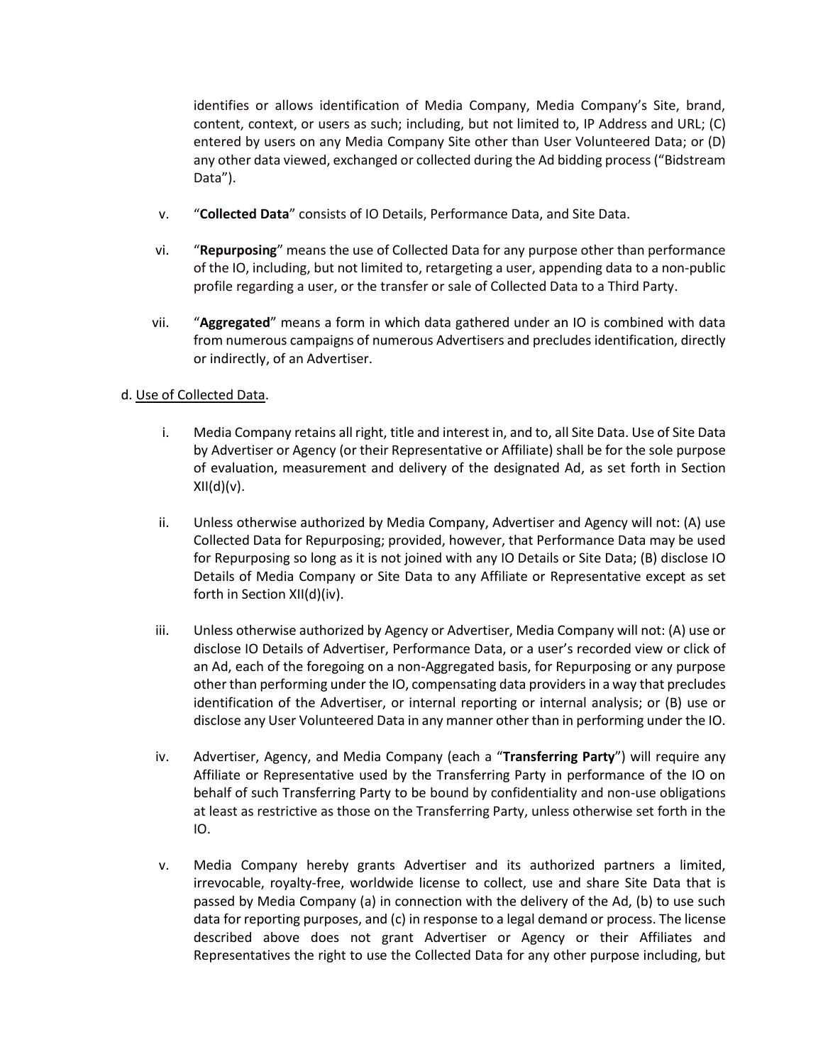identifies or allows identification of Media Company, Media Company's Site, brand, content, context, or users as such; including, but not limited to, IP Address and URL; (C) entered by users on any Media Company Site other than User Volunteered Data; or (D) any other data viewed, exchanged or collected during the Ad bidding process ("Bidstream Data").

v. "**Collected Data**" consists of IO Details, Performance Data, and Site Data.

vi. "**Repurposing**" means the use of Collected Data for any purpose other than performance of the IO, including, but not limited to, retargeting a user, appending data to a non-public profile regarding a user, or the transfer or sale of Collected Data to a Third Party.

vii. "**Aggregated**" means a form in which data gathered under an IO is combined with data from numerous campaigns of numerous Advertisers and precludes identification, directly or indirectly, of an Advertiser.

d. Use of Collected Data.

i. Media Company retains all right, title and interest in, and to, all Site Data. Use of Site Data by Advertiser or Agency (or their Representative or Affiliate) shall be for the sole purpose of evaluation, measurement and delivery of the designated Ad, as set forth in Section XII(d)(v).

ii. Unless otherwise authorized by Media Company, Advertiser and Agency will not: (A) use Collected Data for Repurposing; provided, however, that Performance Data may be used for Repurposing so long as it is not joined with any IO Details or Site Data; (B) disclose IO Details of Media Company or Site Data to any Affiliate or Representative except as set forth in Section XII(d)(iv).

iii. Unless otherwise authorized by Agency or Advertiser, Media Company will not: (A) use or disclose IO Details of Advertiser, Performance Data, or a user's recorded view or click of an Ad, each of the foregoing on a non-Aggregated basis, for Repurposing or any purpose other than performing under the IO, compensating data providers in a way that precludes identification of the Advertiser, or internal reporting or internal analysis; or (B) use or disclose any User Volunteered Data in any manner other than in performing under the IO.

iv. Advertiser, Agency, and Media Company (each a "**Transferring Party**") will require any Affiliate or Representative used by the Transferring Party in performance of the IO on behalf of such Transferring Party to be bound by confidentiality and non-use obligations at least as restrictive as those on the Transferring Party, unless otherwise set forth in the IO.

v. Media Company hereby grants Advertiser and its authorized partners a limited, irrevocable, royalty-free, worldwide license to collect, use and share Site Data that is passed by Media Company (a) in connection with the delivery of the Ad, (b) to use such data for reporting purposes, and (c) in response to a legal demand or process. The license described above does not grant Advertiser or Agency or their Affiliates and Representatives the right to use the Collected Data for any other purpose including, but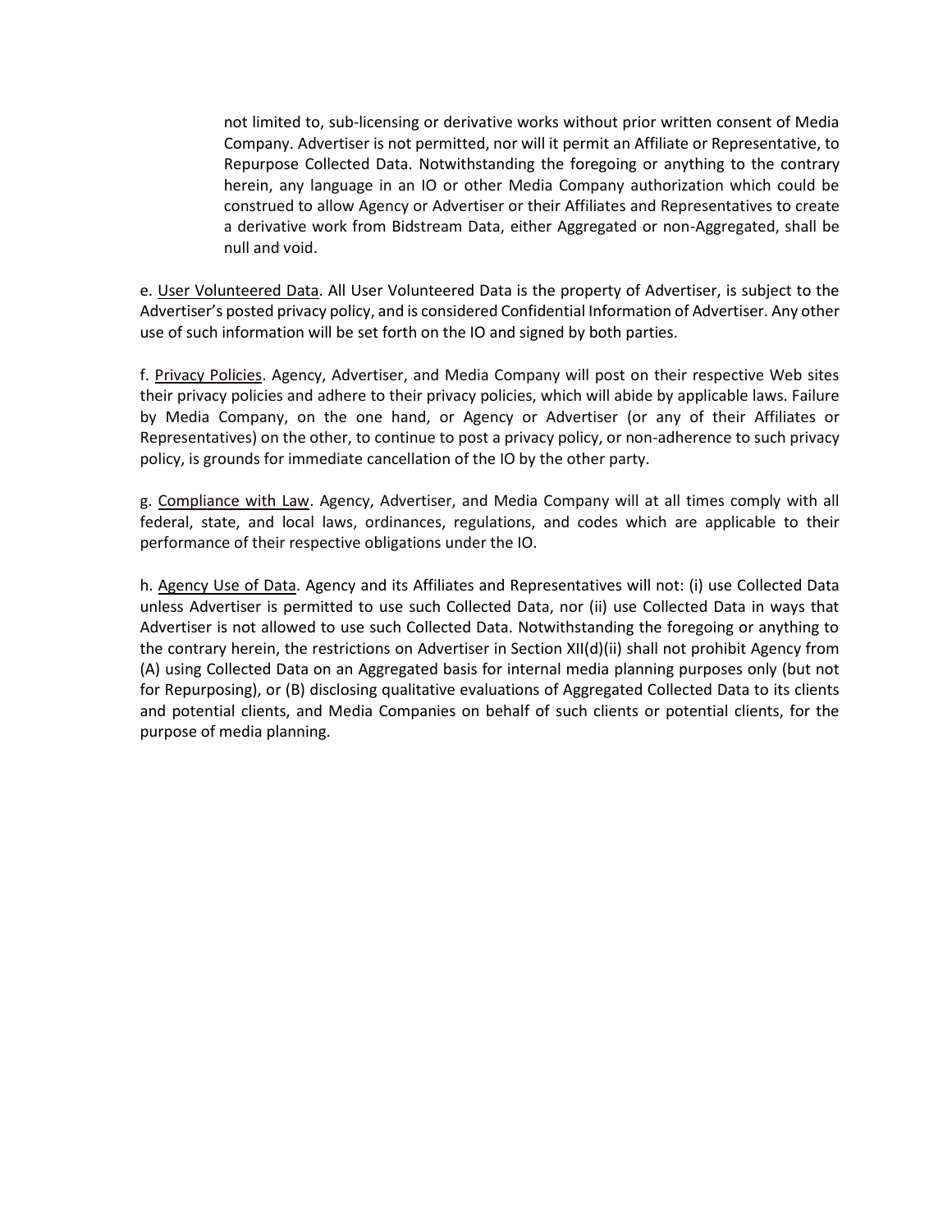not limited to, sub-licensing or derivative works without prior written consent of Media Company. Advertiser is not permitted, nor will it permit an Affiliate or Representative, to Repurpose Collected Data. Notwithstanding the foregoing or anything to the contrary herein, any language in an IO or other Media Company authorization which could be construed to allow Agency or Advertiser or their Affiliates and Representatives to create a derivative work from Bidstream Data, either Aggregated or non-Aggregated, shall be null and void.

e. User Volunteered Data. All User Volunteered Data is the property of Advertiser, is subject to the Advertiser's posted privacy policy, and is considered Confidential Information of Advertiser. Any other use of such information will be set forth on the IO and signed by both parties.

f. Privacy Policies. Agency, Advertiser, and Media Company will post on their respective Web sites their privacy policies and adhere to their privacy policies, which will abide by applicable laws. Failure by Media Company, on the one hand, or Agency or Advertiser (or any of their Affiliates or Representatives) on the other, to continue to post a privacy policy, or non-adherence to such privacy policy, is grounds for immediate cancellation of the IO by the other party.

g. Compliance with Law. Agency, Advertiser, and Media Company will at all times comply with all federal, state, and local laws, ordinances, regulations, and codes which are applicable to their performance of their respective obligations under the IO.

h. Agency Use of Data. Agency and its Affiliates and Representatives will not: (i) use Collected Data unless Advertiser is permitted to use such Collected Data, nor (ii) use Collected Data in ways that Advertiser is not allowed to use such Collected Data. Notwithstanding the foregoing or anything to the contrary herein, the restrictions on Advertiser in Section XII(d)(ii) shall not prohibit Agency from (A) using Collected Data on an Aggregated basis for internal media planning purposes only (but not for Repurposing), or (B) disclosing qualitative evaluations of Aggregated Collected Data to its clients and potential clients, and Media Companies on behalf of such clients or potential clients, for the purpose of media planning.